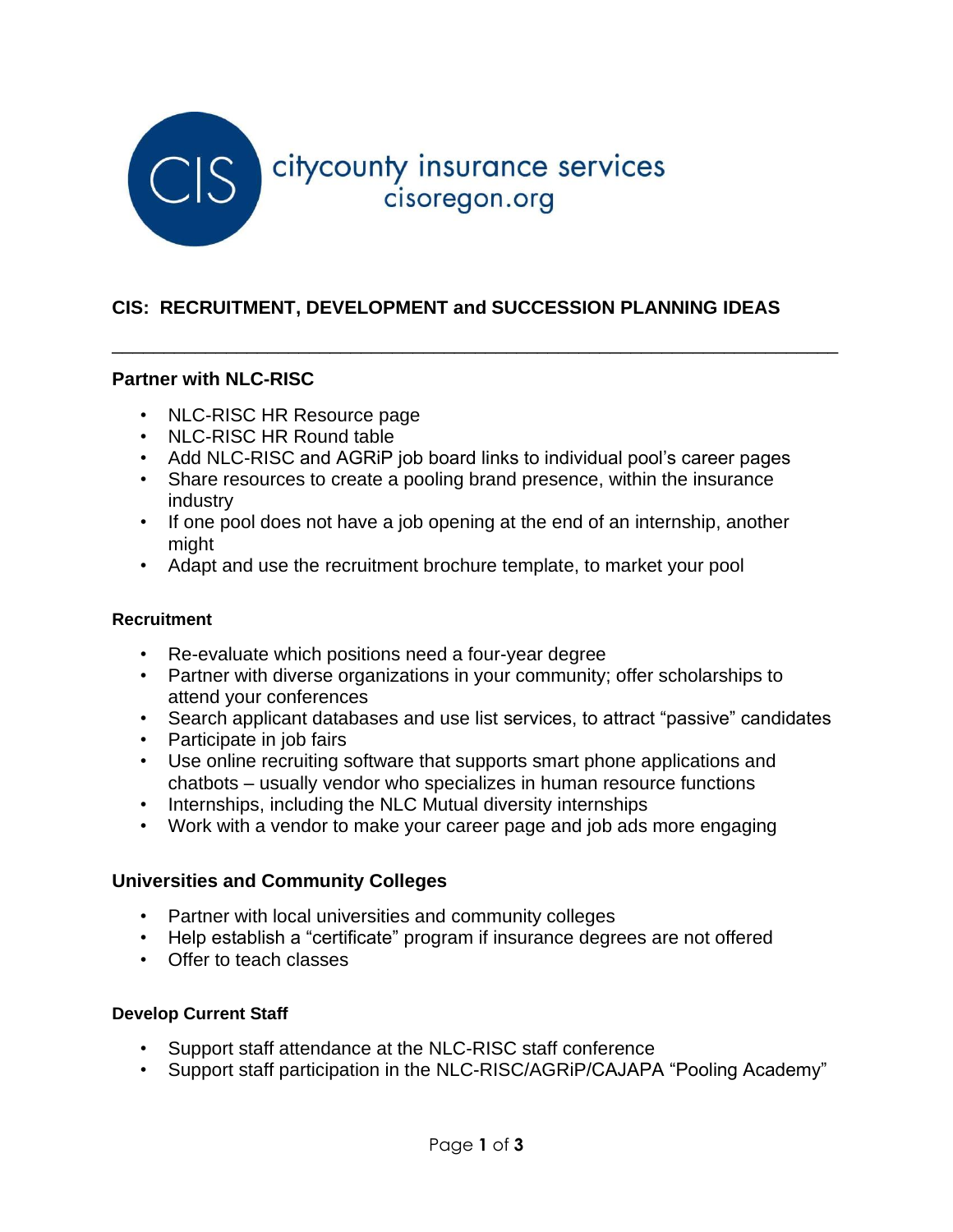citycounty insurance services
cisoregon.org

# CIS: RECRUITMENT, DEVELOPMENT and SUCCESSION PLANNING IDEAS

---

## Partner with NLC-RISC

- NLC-RISC HR Resource page
- NLC-RISC HR Round table
- Add NLC-RISC and AGRiP job board links to individual pool's career pages
- Share resources to create a pooling brand presence, within the insurance industry
- If one pool does not have a job opening at the end of an internship, another might
- Adapt and use the recruitment brochure template, to market your pool

### Recruitment

- Re-evaluate which positions need a four-year degree
- Partner with diverse organizations in your community; offer scholarships to attend your conferences
- Search applicant databases and use list services, to attract "passive" candidates
- Participate in job fairs
- Use online recruiting software that supports smart phone applications and chatbots – usually vendor who specializes in human resource functions
- Internships, including the NLC Mutual diversity internships
- Work with a vendor to make your career page and job ads more engaging

## Universities and Community Colleges

- Partner with local universities and community colleges
- Help establish a "certificate" program if insurance degrees are not offered
- Offer to teach classes

### Develop Current Staff

- Support staff attendance at the NLC-RISC staff conference
- Support staff participation in the NLC-RISC/AGRiP/CAJAPA "Pooling Academy"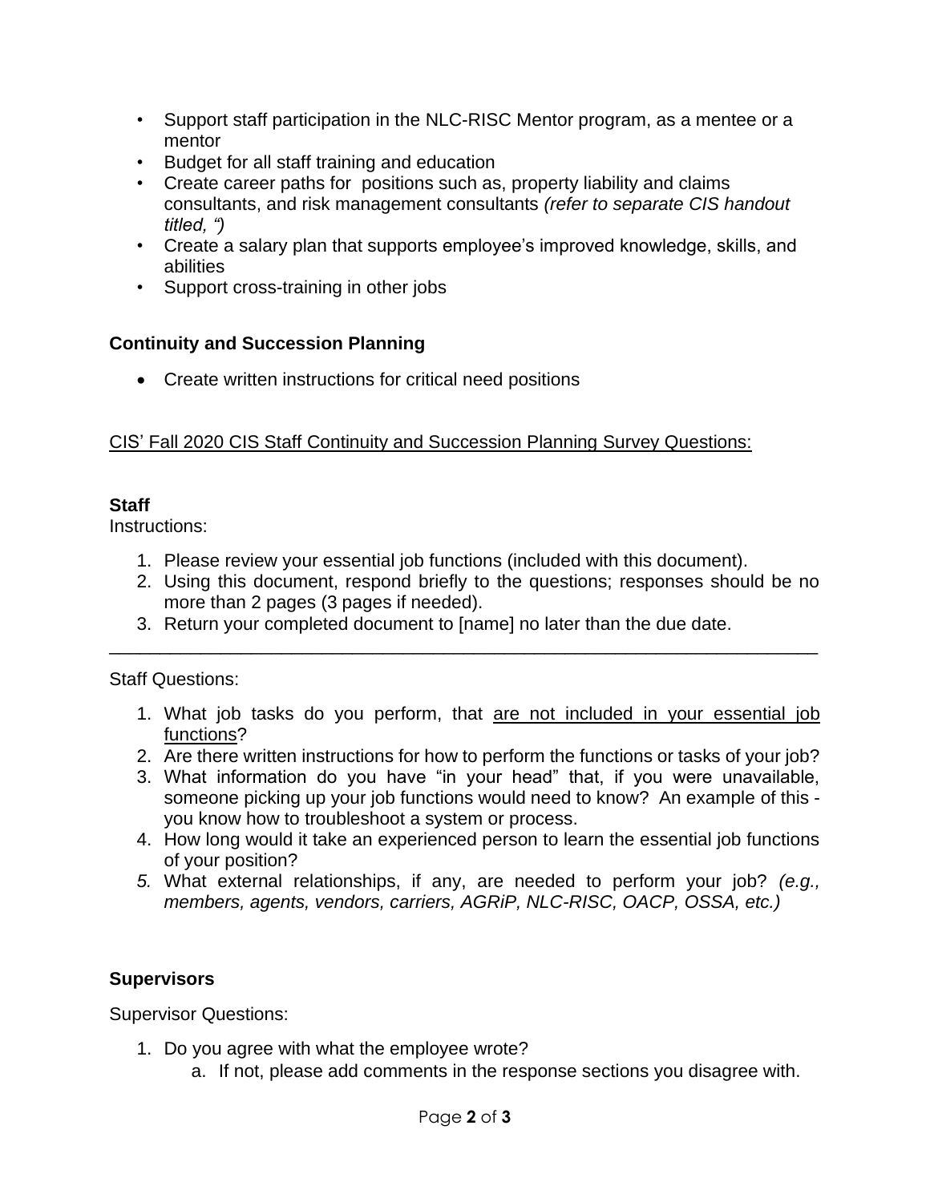- Support staff participation in the NLC-RISC Mentor program, as a mentee or a mentor
- Budget for all staff training and education
- Create career paths for positions such as, property liability and claims consultants, and risk management consultants *(refer to separate CIS handout titled, ")*
- Create a salary plan that supports employee's improved knowledge, skills, and abilities
- Support cross-training in other jobs

**Continuity and Succession Planning**

- Create written instructions for critical need positions

<u>CIS' Fall 2020 CIS Staff Continuity and Succession Planning Survey Questions:</u>

**Staff**

Instructions:

1. Please review your essential job functions (included with this document).
2. Using this document, respond briefly to the questions; responses should be no more than 2 pages (3 pages if needed).
3. Return your completed document to [name] no later than the due date.

---

Staff Questions:

1. What job tasks do you perform, that <u>are not included in your essential job functions</u>?
2. Are there written instructions for how to perform the functions or tasks of your job?
3. What information do you have "in your head" that, if you were unavailable, someone picking up your job functions would need to know? An example of this - you know how to troubleshoot a system or process.
4. How long would it take an experienced person to learn the essential job functions of your position?
5. What external relationships, if any, are needed to perform your job? *(e.g., members, agents, vendors, carriers, AGRiP, NLC-RISC, OACP, OSSA, etc.)*

**Supervisors**

Supervisor Questions:

1. Do you agree with what the employee wrote?
   a. If not, please add comments in the response sections you disagree with.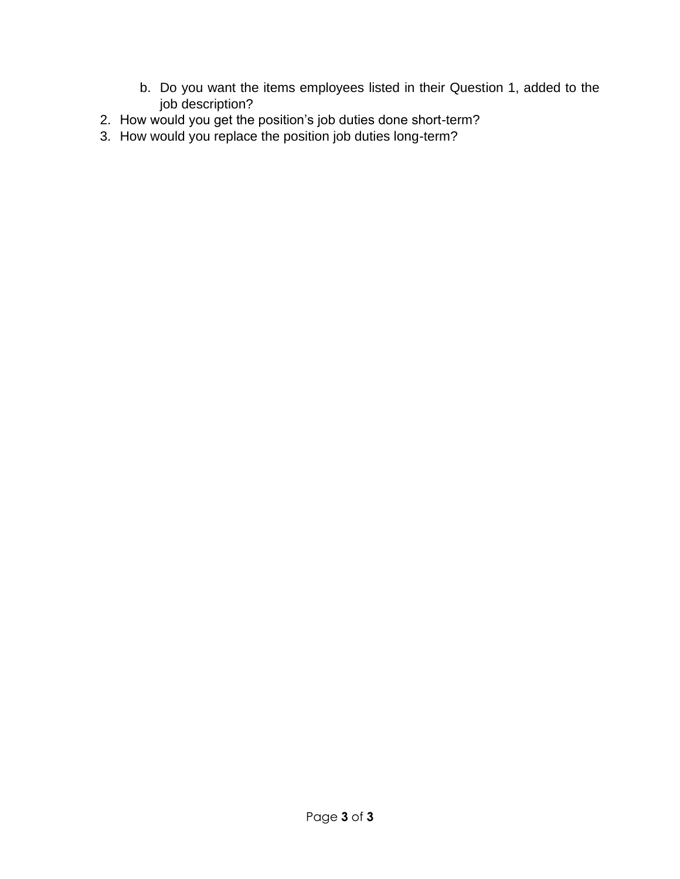b. Do you want the items employees listed in their Question 1, added to the job description?
2. How would you get the position's job duties done short-term?
3. How would you replace the position job duties long-term?